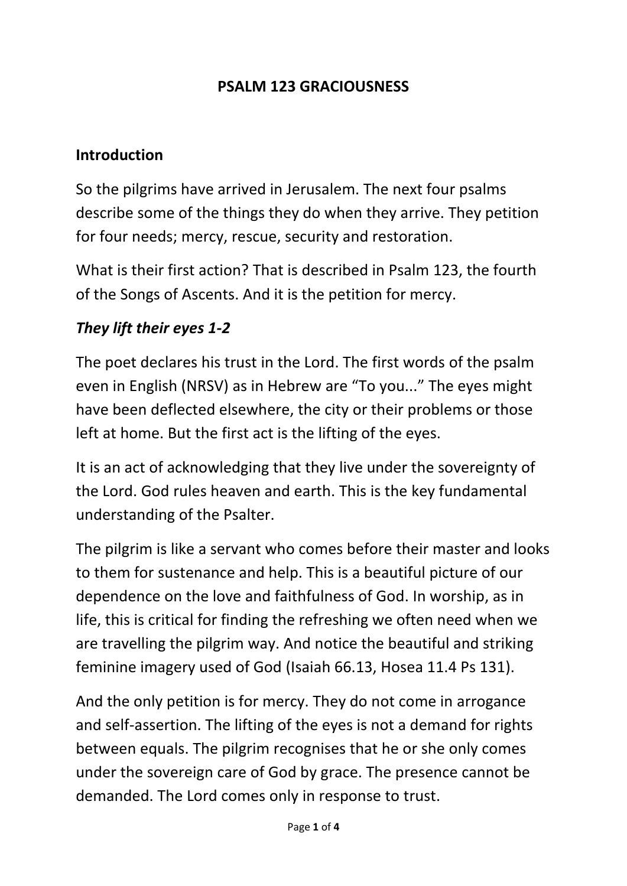# PSALM 123 GRACIOUSNESS

## Introduction

So the pilgrims have arrived in Jerusalem. The next four psalms describe some of the things they do when they arrive. They petition for four needs; mercy, rescue, security and restoration.

What is their first action? That is described in Psalm 123, the fourth of the Songs of Ascents. And it is the petition for mercy.

### *They lift their eyes 1-2*

The poet declares his trust in the Lord. The first words of the psalm even in English (NRSV) as in Hebrew are "To you..." The eyes might have been deflected elsewhere, the city or their problems or those left at home. But the first act is the lifting of the eyes.

It is an act of acknowledging that they live under the sovereignty of the Lord. God rules heaven and earth. This is the key fundamental understanding of the Psalter.

The pilgrim is like a servant who comes before their master and looks to them for sustenance and help. This is a beautiful picture of our dependence on the love and faithfulness of God. In worship, as in life, this is critical for finding the refreshing we often need when we are travelling the pilgrim way. And notice the beautiful and striking feminine imagery used of God (Isaiah 66.13, Hosea 11.4 Ps 131).

And the only petition is for mercy. They do not come in arrogance and self-assertion. The lifting of the eyes is not a demand for rights between equals. The pilgrim recognises that he or she only comes under the sovereign care of God by grace. The presence cannot be demanded. The Lord comes only in response to trust.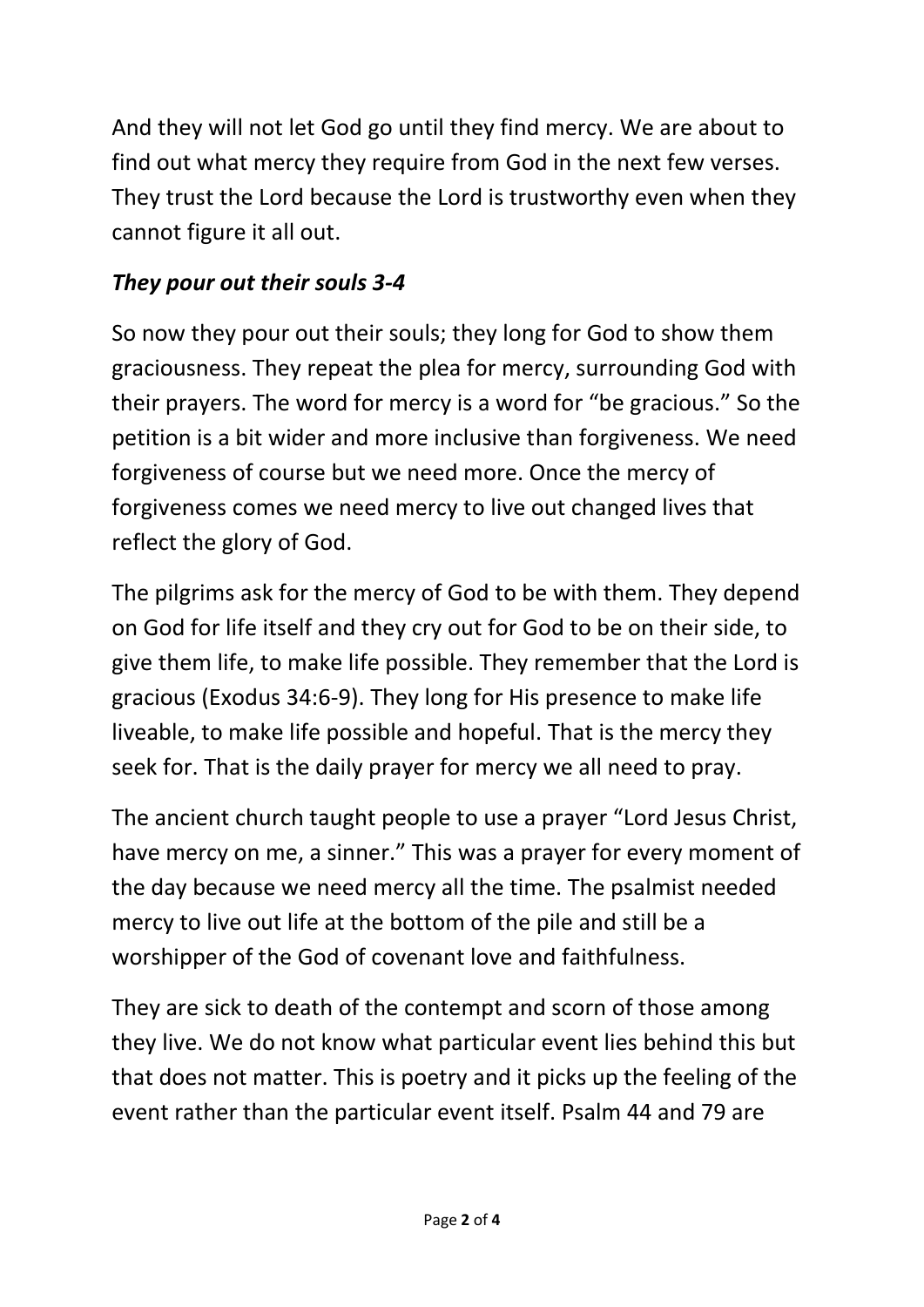And they will not let God go until they find mercy. We are about to find out what mercy they require from God in the next few verses. They trust the Lord because the Lord is trustworthy even when they cannot figure it all out.

### ***They pour out their souls 3-4***

So now they pour out their souls; they long for God to show them graciousness. They repeat the plea for mercy, surrounding God with their prayers. The word for mercy is a word for "be gracious." So the petition is a bit wider and more inclusive than forgiveness. We need forgiveness of course but we need more. Once the mercy of forgiveness comes we need mercy to live out changed lives that reflect the glory of God.

The pilgrims ask for the mercy of God to be with them. They depend on God for life itself and they cry out for God to be on their side, to give them life, to make life possible. They remember that the Lord is gracious (Exodus 34:6-9). They long for His presence to make life liveable, to make life possible and hopeful. That is the mercy they seek for. That is the daily prayer for mercy we all need to pray.

The ancient church taught people to use a prayer "Lord Jesus Christ, have mercy on me, a sinner." This was a prayer for every moment of the day because we need mercy all the time. The psalmist needed mercy to live out life at the bottom of the pile and still be a worshipper of the God of covenant love and faithfulness.

They are sick to death of the contempt and scorn of those among they live. We do not know what particular event lies behind this but that does not matter. This is poetry and it picks up the feeling of the event rather than the particular event itself. Psalm 44 and 79 are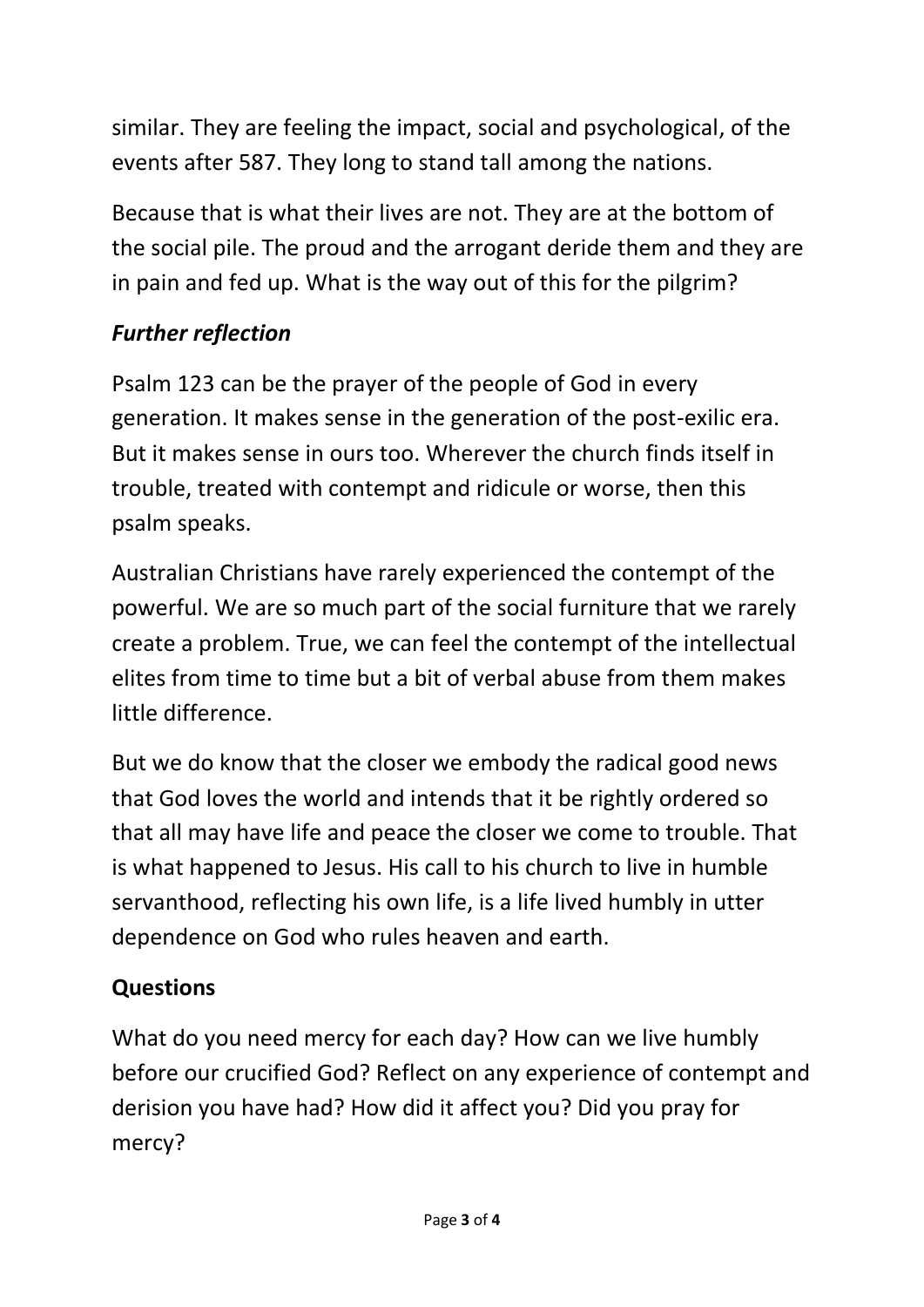similar. They are feeling the impact, social and psychological, of the events after 587. They long to stand tall among the nations.

Because that is what their lives are not. They are at the bottom of the social pile. The proud and the arrogant deride them and they are in pain and fed up. What is the way out of this for the pilgrim?

### *Further reflection*

Psalm 123 can be the prayer of the people of God in every generation. It makes sense in the generation of the post-exilic era. But it makes sense in ours too. Wherever the church finds itself in trouble, treated with contempt and ridicule or worse, then this psalm speaks.

Australian Christians have rarely experienced the contempt of the powerful. We are so much part of the social furniture that we rarely create a problem. True, we can feel the contempt of the intellectual elites from time to time but a bit of verbal abuse from them makes little difference.

But we do know that the closer we embody the radical good news that God loves the world and intends that it be rightly ordered so that all may have life and peace the closer we come to trouble. That is what happened to Jesus. His call to his church to live in humble servanthood, reflecting his own life, is a life lived humbly in utter dependence on God who rules heaven and earth.

### **Questions**

What do you need mercy for each day? How can we live humbly before our crucified God? Reflect on any experience of contempt and derision you have had? How did it affect you? Did you pray for mercy?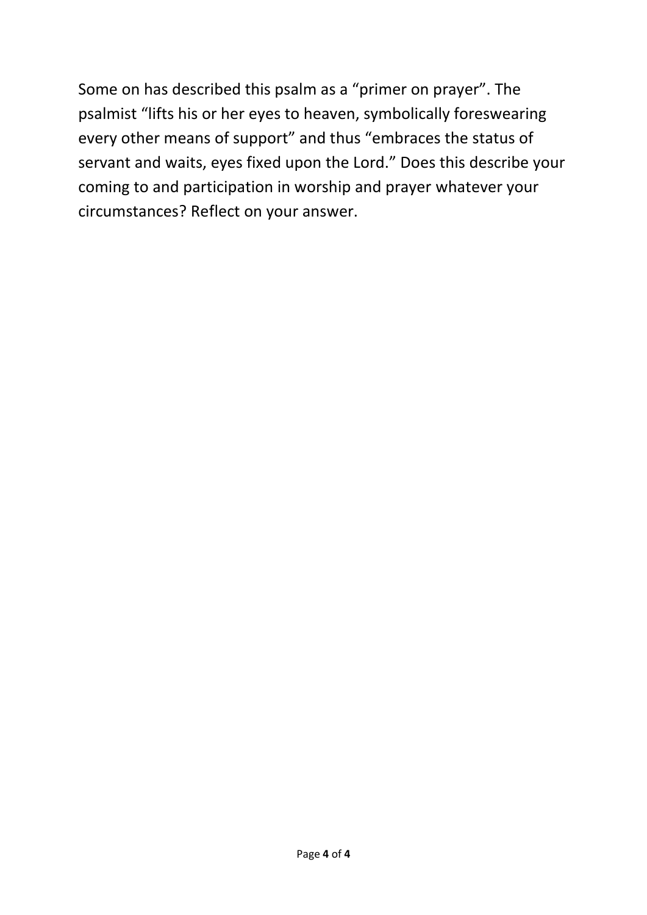Some on has described this psalm as a “primer on prayer”. The psalmist “lifts his or her eyes to heaven, symbolically foreswearing every other means of support” and thus “embraces the status of servant and waits, eyes fixed upon the Lord.” Does this describe your coming to and participation in worship and prayer whatever your circumstances? Reflect on your answer.